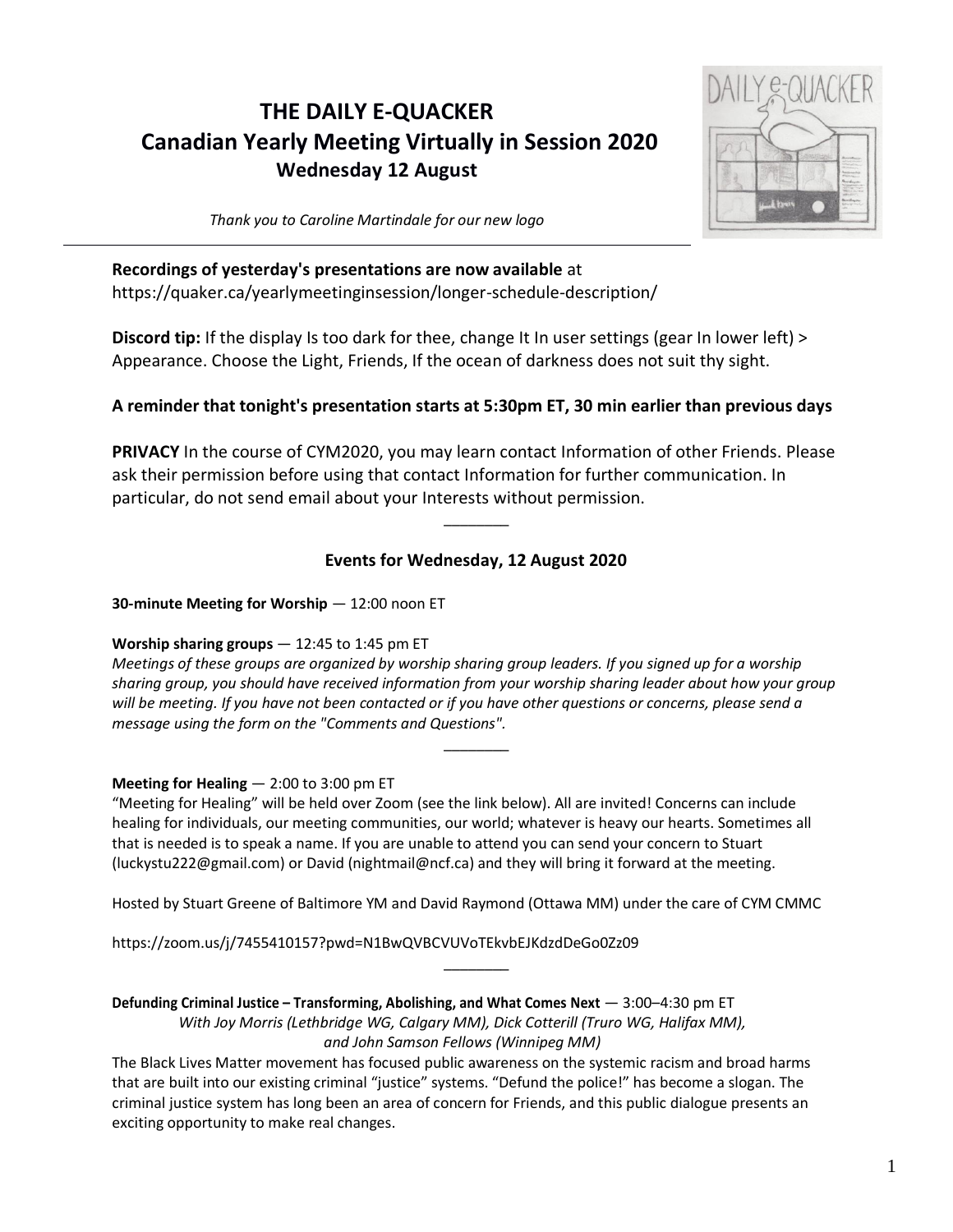# THE DAILY E-QUACKER
## Canadian Yearly Meeting Virtually in Session 2020
### Wednesday 12 August

*Thank you to Caroline Martindale for our new logo*

---

**Recordings of yesterday's presentations are now available** at https://quaker.ca/yearlymeetinginsession/longer-schedule-description/

**Discord tip:** If the display Is too dark for thee, change It In user settings (gear In lower left) > Appearance. Choose the Light, Friends, If the ocean of darkness does not suit thy sight.

**A reminder that tonight's presentation starts at 5:30pm ET, 30 min earlier than previous days**

**PRIVACY** In the course of CYM2020, you may learn contact Information of other Friends. Please ask their permission before using that contact Information for further communication. In particular, do not send email about your Interests without permission.

---

### Events for Wednesday, 12 August 2020

**30-minute Meeting for Worship** — 12:00 noon ET

**Worship sharing groups** — 12:45 to 1:45 pm ET

*Meetings of these groups are organized by worship sharing group leaders. If you signed up for a worship sharing group, you should have received information from your worship sharing leader about how your group will be meeting. If you have not been contacted or if you have other questions or concerns, please send a message using the form on the "Comments and Questions".*

---

**Meeting for Healing** — 2:00 to 3:00 pm ET

"Meeting for Healing" will be held over Zoom (see the link below). All are invited! Concerns can include healing for individuals, our meeting communities, our world; whatever is heavy our hearts. Sometimes all that is needed is to speak a name. If you are unable to attend you can send your concern to Stuart (luckystu222@gmail.com) or David (nightmail@ncf.ca) and they will bring it forward at the meeting.

Hosted by Stuart Greene of Baltimore YM and David Raymond (Ottawa MM) under the care of CYM CMMC

https://zoom.us/j/7455410157?pwd=N1BwQVBCVUVoTEkvbEJKdzdDeGo0Zz09

---

**Defunding Criminal Justice – Transforming, Abolishing, and What Comes Next** — 3:00–4:30 pm ET

*With Joy Morris (Lethbridge WG, Calgary MM), Dick Cotterill (Truro WG, Halifax MM), and John Samson Fellows (Winnipeg MM)*

The Black Lives Matter movement has focused public awareness on the systemic racism and broad harms that are built into our existing criminal "justice" systems. "Defund the police!" has become a slogan. The criminal justice system has long been an area of concern for Friends, and this public dialogue presents an exciting opportunity to make real changes.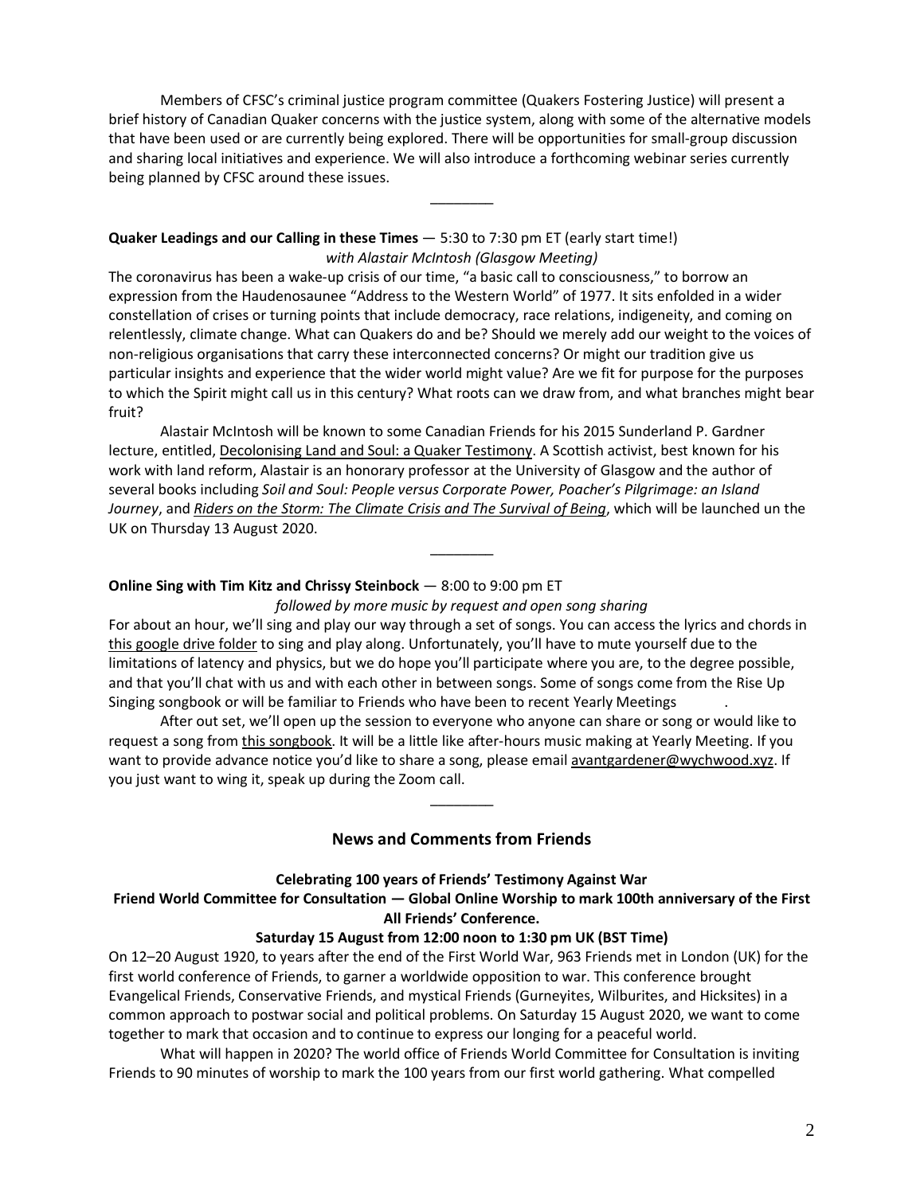Members of CFSC's criminal justice program committee (Quakers Fostering Justice) will present a brief history of Canadian Quaker concerns with the justice system, along with some of the alternative models that have been used or are currently being explored. There will be opportunities for small-group discussion and sharing local initiatives and experience. We will also introduce a forthcoming webinar series currently being planned by CFSC around these issues.

________

**Quaker Leadings and our Calling in these Times** — 5:30 to 7:30 pm ET (early start time!)
*with Alastair McIntosh (Glasgow Meeting)*

The coronavirus has been a wake-up crisis of our time, "a basic call to consciousness," to borrow an expression from the Haudenosaunee "Address to the Western World" of 1977. It sits enfolded in a wider constellation of crises or turning points that include democracy, race relations, indigeneity, and coming on relentlessly, climate change. What can Quakers do and be? Should we merely add our weight to the voices of non-religious organisations that carry these interconnected concerns? Or might our tradition give us particular insights and experience that the wider world might value? Are we fit for purpose for the purposes to which the Spirit might call us in this century? What roots can we draw from, and what branches might bear fruit?

Alastair McIntosh will be known to some Canadian Friends for his 2015 Sunderland P. Gardner lecture, entitled, Decolonising Land and Soul: a Quaker Testimony. A Scottish activist, best known for his work with land reform, Alastair is an honorary professor at the University of Glasgow and the author of several books including *Soil and Soul: People versus Corporate Power, Poacher's Pilgrimage: an Island Journey*, and *Riders on the Storm: The Climate Crisis and The Survival of Being*, which will be launched un the UK on Thursday 13 August 2020.

________

**Online Sing with Tim Kitz and Chrissy Steinbock** — 8:00 to 9:00 pm ET
*followed by more music by request and open song sharing*

For about an hour, we'll sing and play our way through a set of songs. You can access the lyrics and chords in this google drive folder to sing and play along. Unfortunately, you'll have to mute yourself due to the limitations of latency and physics, but we do hope you'll participate where you are, to the degree possible, and that you'll chat with us and with each other in between songs. Some of songs come from the Rise Up Singing songbook or will be familiar to Friends who have been to recent Yearly Meetings .

After out set, we'll open up the session to everyone who anyone can share or song or would like to request a song from this songbook. It will be a little like after-hours music making at Yearly Meeting. If you want to provide advance notice you'd like to share a song, please email avantgardener@wychwood.xyz. If you just want to wing it, speak up during the Zoom call.

________

## News and Comments from Friends

**Celebrating 100 years of Friends' Testimony Against War**

**Friend World Committee for Consultation — Global Online Worship to mark 100th anniversary of the First All Friends' Conference.**

**Saturday 15 August from 12:00 noon to 1:30 pm UK (BST Time)**

On 12–20 August 1920, to years after the end of the First World War, 963 Friends met in London (UK) for the first world conference of Friends, to garner a worldwide opposition to war. This conference brought Evangelical Friends, Conservative Friends, and mystical Friends (Gurneyites, Wilburites, and Hicksites) in a common approach to postwar social and political problems. On Saturday 15 August 2020, we want to come together to mark that occasion and to continue to express our longing for a peaceful world.

What will happen in 2020? The world office of Friends World Committee for Consultation is inviting Friends to 90 minutes of worship to mark the 100 years from our first world gathering. What compelled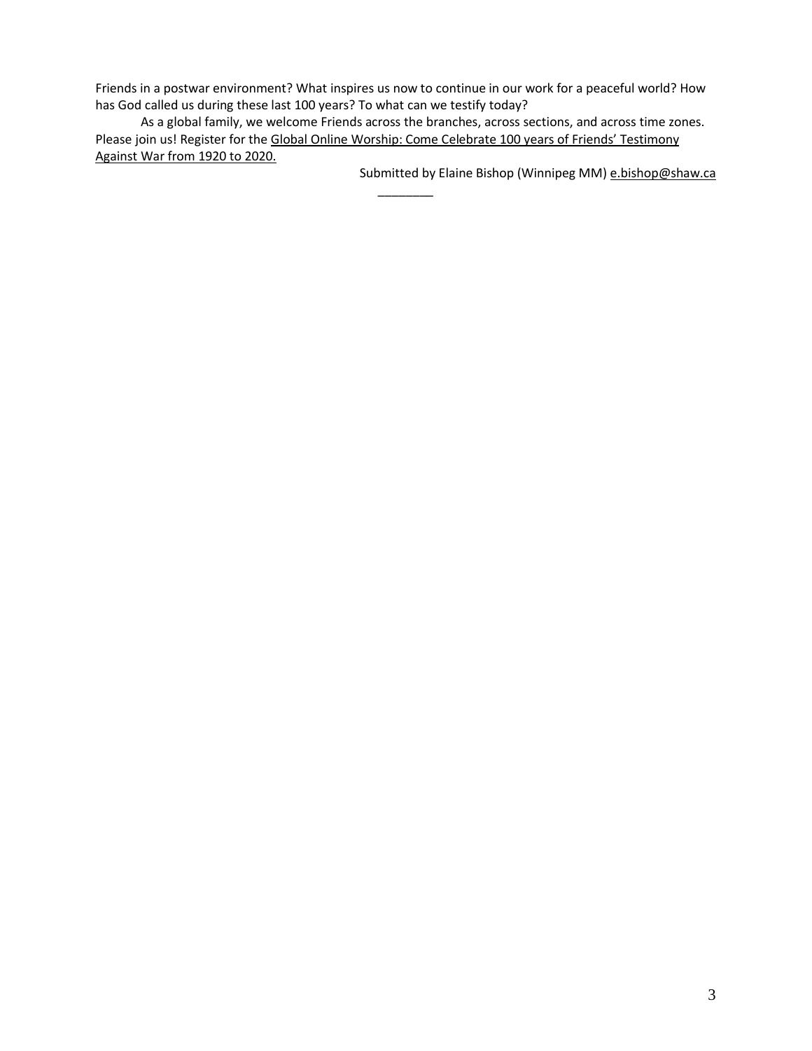Friends in a postwar environment? What inspires us now to continue in our work for a peaceful world? How has God called us during these last 100 years? To what can we testify today?

As a global family, we welcome Friends across the branches, across sections, and across time zones. Please join us! Register for the Global Online Worship: Come Celebrate 100 years of Friends' Testimony Against War from 1920 to 2020.

Submitted by Elaine Bishop (Winnipeg MM) e.bishop@shaw.ca

________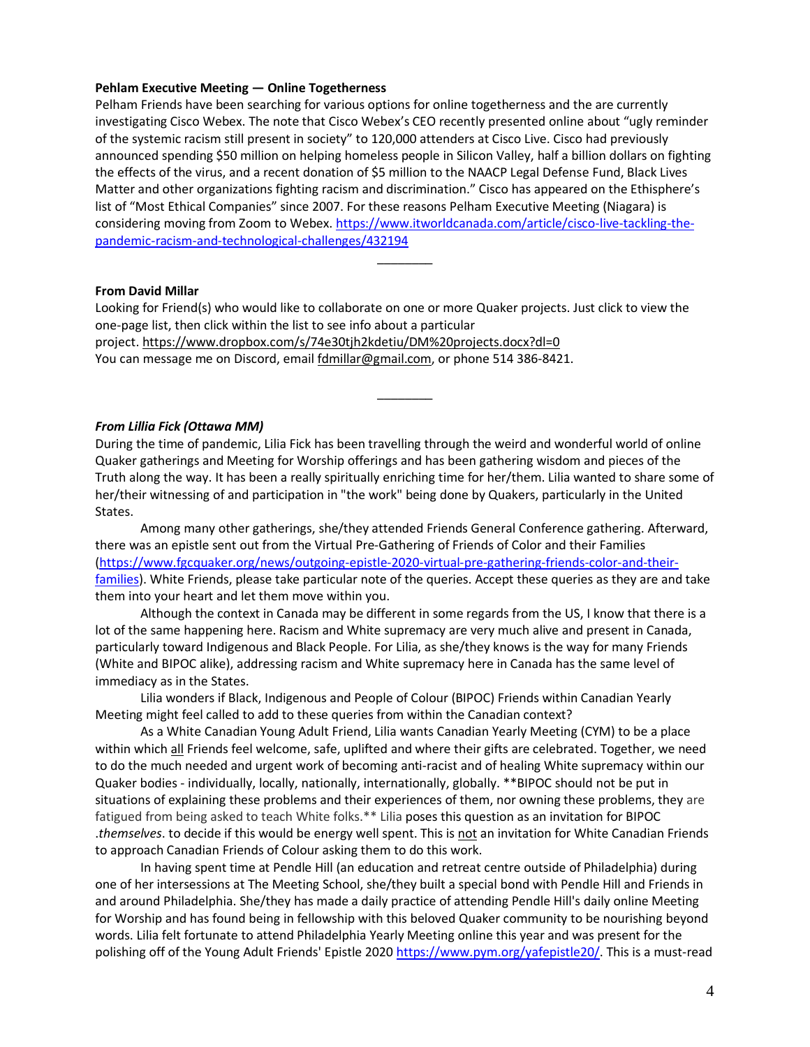**Pelham Executive Meeting — Online Togetherness**

Pelham Friends have been searching for various options for online togetherness and the are currently investigating Cisco Webex. The note that Cisco Webex's CEO recently presented online about "ugly reminder of the systemic racism still present in society" to 120,000 attenders at Cisco Live. Cisco had previously announced spending $50 million on helping homeless people in Silicon Valley, half a billion dollars on fighting the effects of the virus, and a recent donation of $5 million to the NAACP Legal Defense Fund, Black Lives Matter and other organizations fighting racism and discrimination." Cisco has appeared on the Ethisphere's list of "Most Ethical Companies" since 2007. For these reasons Pelham Executive Meeting (Niagara) is considering moving from Zoom to Webex. https://www.itworldcanada.com/article/cisco-live-tackling-the-pandemic-racism-and-technological-challenges/432194

---

**From David Millar**

Looking for Friend(s) who would like to collaborate on one or more Quaker projects. Just click to view the one-page list, then click within the list to see info about a particular project. https://www.dropbox.com/s/74e30tjh2kdetiu/DM%20projects.docx?dl=0

You can message me on Discord, email fdmillar@gmail.com, or phone 514 386-8421.

---

***From Lillia Fick (Ottawa MM)***

During the time of pandemic, Lilia Fick has been travelling through the weird and wonderful world of online Quaker gatherings and Meeting for Worship offerings and has been gathering wisdom and pieces of the Truth along the way. It has been a really spiritually enriching time for her/them. Lilia wanted to share some of her/their witnessing of and participation in "the work" being done by Quakers, particularly in the United States.

Among many other gatherings, she/they attended Friends General Conference gathering. Afterward, there was an epistle sent out from the Virtual Pre-Gathering of Friends of Color and their Families (https://www.fgcquaker.org/news/outgoing-epistle-2020-virtual-pre-gathering-friends-color-and-their-families). White Friends, please take particular note of the queries. Accept these queries as they are and take them into your heart and let them move within you.

Although the context in Canada may be different in some regards from the US, I know that there is a lot of the same happening here. Racism and White supremacy are very much alive and present in Canada, particularly toward Indigenous and Black People. For Lilia, as she/they knows is the way for many Friends (White and BIPOC alike), addressing racism and White supremacy here in Canada has the same level of immediacy as in the States.

Lilia wonders if Black, Indigenous and People of Colour (BIPOC) Friends within Canadian Yearly Meeting might feel called to add to these queries from within the Canadian context?

As a White Canadian Young Adult Friend, Lilia wants Canadian Yearly Meeting (CYM) to be a place within which <u>all</u> Friends feel welcome, safe, uplifted and where their gifts are celebrated. Together, we need to do the much needed and urgent work of becoming anti-racist and of healing White supremacy within our Quaker bodies - individually, locally, nationally, internationally, globally. **BIPOC should not be put in situations of explaining these problems and their experiences of them, nor owning these problems, they are fatigued from being asked to teach White folks.** Lilia poses this question as an invitation for BIPOC .*themselves*. to decide if this would be energy well spent. This is <u>not</u> an invitation for White Canadian Friends to approach Canadian Friends of Colour asking them to do this work.

In having spent time at Pendle Hill (an education and retreat centre outside of Philadelphia) during one of her intersessions at The Meeting School, she/they built a special bond with Pendle Hill and Friends in and around Philadelphia. She/they has made a daily practice of attending Pendle Hill's daily online Meeting for Worship and has found being in fellowship with this beloved Quaker community to be nourishing beyond words. Lilia felt fortunate to attend Philadelphia Yearly Meeting online this year and was present for the polishing off of the Young Adult Friends' Epistle 2020 https://www.pym.org/yafepistle20/. This is a must-read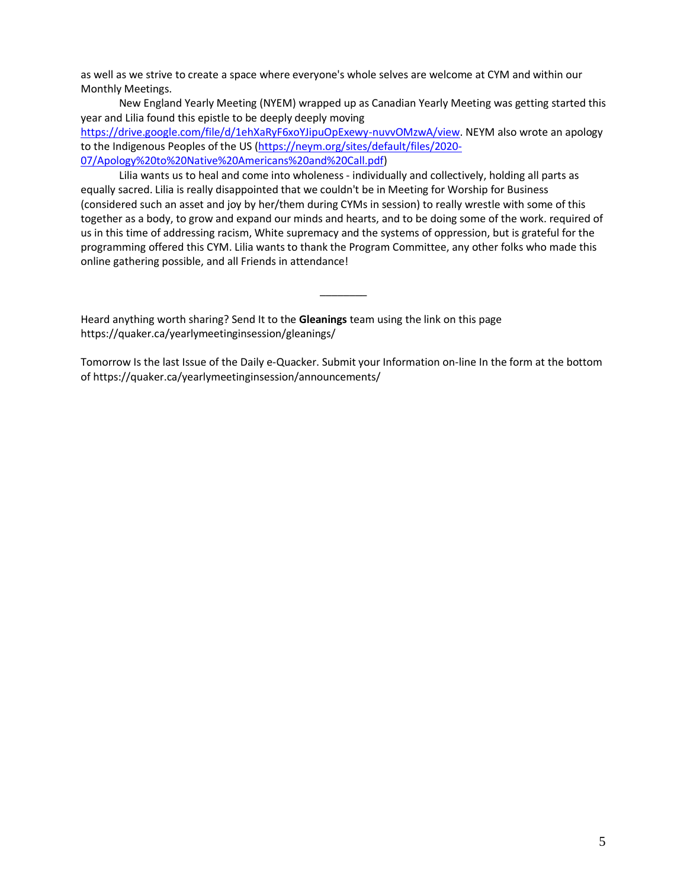as well as we strive to create a space where everyone's whole selves are welcome at CYM and within our Monthly Meetings.

New England Yearly Meeting (NYEM) wrapped up as Canadian Yearly Meeting was getting started this year and Lilia found this epistle to be deeply deeply moving https://drive.google.com/file/d/1ehXaRyF6xoYJipuOpExewy-nuvvOMzwA/view. NEYM also wrote an apology to the Indigenous Peoples of the US (https://neym.org/sites/default/files/2020-07/Apology%20to%20Native%20Americans%20and%20Call.pdf)

Lilia wants us to heal and come into wholeness - individually and collectively, holding all parts as equally sacred. Lilia is really disappointed that we couldn't be in Meeting for Worship for Business (considered such an asset and joy by her/them during CYMs in session) to really wrestle with some of this together as a body, to grow and expand our minds and hearts, and to be doing some of the work. required of us in this time of addressing racism, White supremacy and the systems of oppression, but is grateful for the programming offered this CYM. Lilia wants to thank the Program Committee, any other folks who made this online gathering possible, and all Friends in attendance!

---

Heard anything worth sharing? Send It to the **Gleanings** team using the link on this page https://quaker.ca/yearlymeetinginsession/gleanings/

Tomorrow Is the last Issue of the Daily e-Quacker. Submit your Information on-line In the form at the bottom of https://quaker.ca/yearlymeetinginsession/announcements/